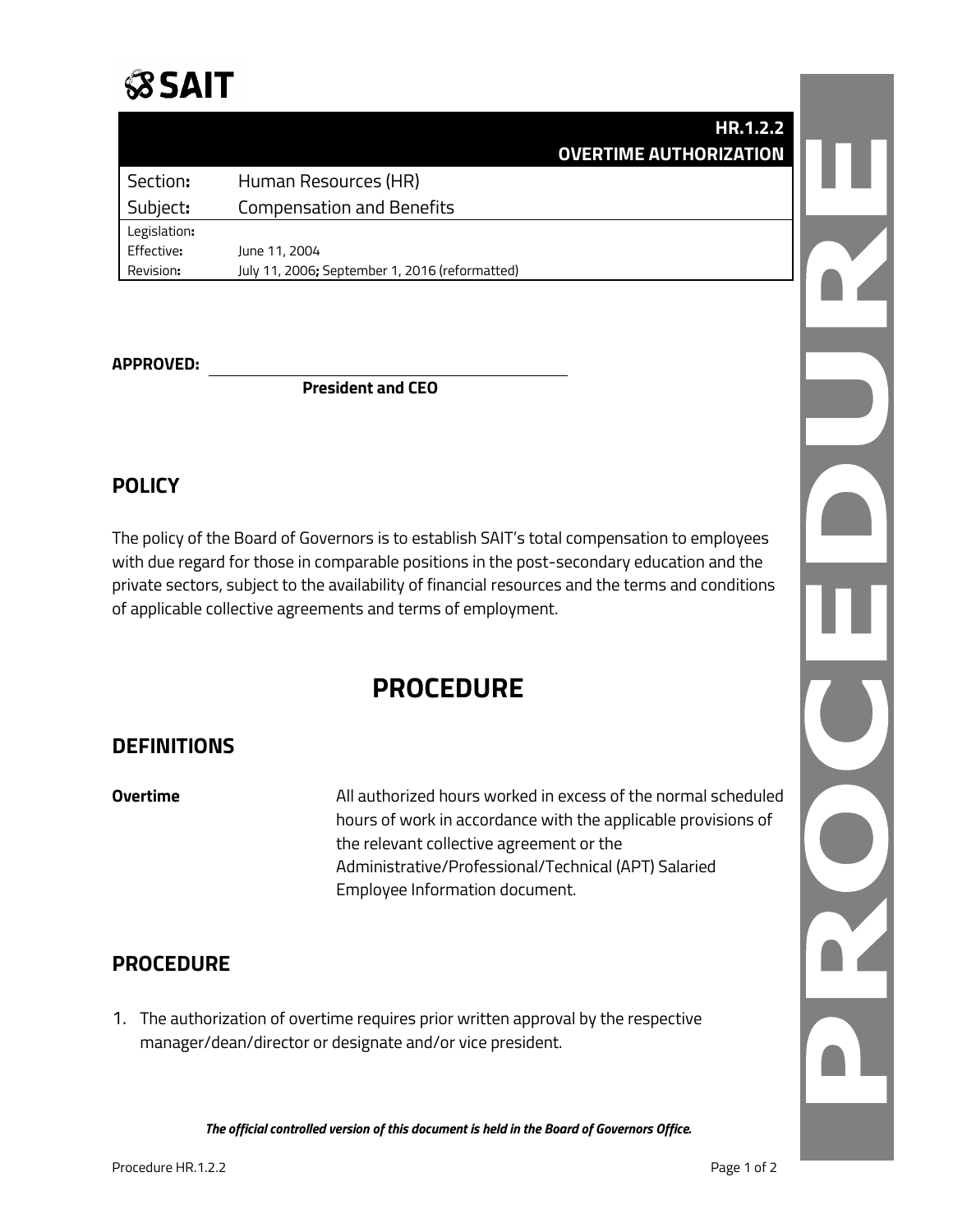SAIT

# HR.1.2.2 OVERTIME AUTHORIZATION

| | |
|---|---|
| Section: | Human Resources (HR) |
| Subject: | Compensation and Benefits |
| Legislation: | |
| Effective: | June 11, 2004 |
| Revision: | July 11, 2006; September 1, 2016 (reformatted) |

**APPROVED:** ______________________________

**President and CEO**

## POLICY

The policy of the Board of Governors is to establish SAIT's total compensation to employees with due regard for those in comparable positions in the post-secondary education and the private sectors, subject to the availability of financial resources and the terms and conditions of applicable collective agreements and terms of employment.

# PROCEDURE

## DEFINITIONS

| | |
|---|---|
| **Overtime** | All authorized hours worked in excess of the normal scheduled hours of work in accordance with the applicable provisions of the relevant collective agreement or the Administrative/Professional/Technical (APT) Salaried Employee Information document. |

## PROCEDURE

1. The authorization of overtime requires prior written approval by the respective manager/dean/director or designate and/or vice president.

***The official controlled version of this document is held in the Board of Governors Office.***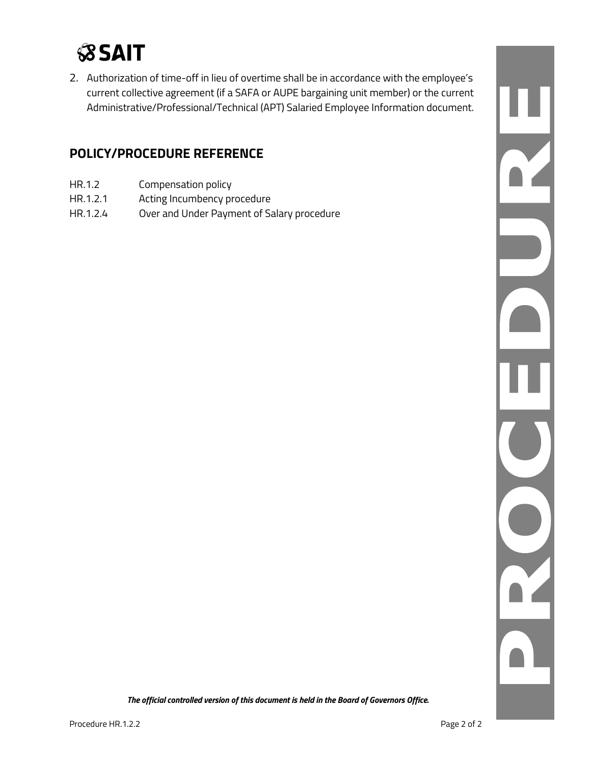2. Authorization of time-off in lieu of overtime shall be in accordance with the employee's current collective agreement (if a SAFA or AUPE bargaining unit member) or the current Administrative/Professional/Technical (APT) Salaried Employee Information document.

## POLICY/PROCEDURE REFERENCE

| | |
|---|---|
| HR.1.2 | Compensation policy |
| HR.1.2.1 | Acting Incumbency procedure |
| HR.1.2.4 | Over and Under Payment of Salary procedure |

***The official controlled version of this document is held in the Board of Governors Office.***